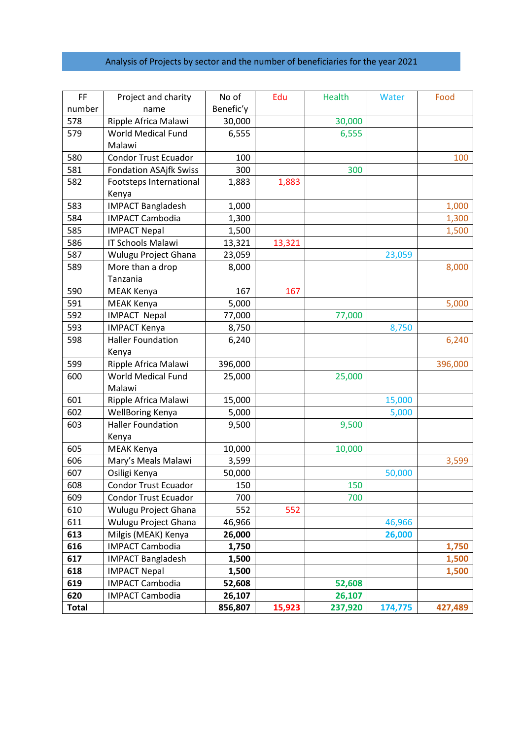Analysis of Projects by sector and the number of beneficiaries for the year 2021

| FF number | Project and charity name | No of Benefic'y | Edu | Health | Water | Food |
|---|---|---|---|---|---|---|
| 578 | Ripple Africa Malawi | 30,000 | | 30,000 | | |
| 579 | World Medical Fund Malawi | 6,555 | | 6,555 | | |
| 580 | Condor Trust Ecuador | 100 | | | | 100 |
| 581 | Fondation ASAjfk Swiss | 300 | | 300 | | |
| 582 | Footsteps International Kenya | 1,883 | 1,883 | | | |
| 583 | IMPACT Bangladesh | 1,000 | | | | 1,000 |
| 584 | IMPACT Cambodia | 1,300 | | | | 1,300 |
| 585 | IMPACT Nepal | 1,500 | | | | 1,500 |
| 586 | IT Schools Malawi | 13,321 | 13,321 | | | |
| 587 | Wulugu Project Ghana | 23,059 | | | 23,059 | |
| 589 | More than a drop Tanzania | 8,000 | | | | 8,000 |
| 590 | MEAK Kenya | 167 | 167 | | | |
| 591 | MEAK Kenya | 5,000 | | | | 5,000 |
| 592 | IMPACT Nepal | 77,000 | | 77,000 | | |
| 593 | IMPACT Kenya | 8,750 | | | 8,750 | |
| 598 | Haller Foundation Kenya | 6,240 | | | | 6,240 |
| 599 | Ripple Africa Malawi | 396,000 | | | | 396,000 |
| 600 | World Medical Fund Malawi | 25,000 | | 25,000 | | |
| 601 | Ripple Africa Malawi | 15,000 | | | 15,000 | |
| 602 | WellBoring Kenya | 5,000 | | | 5,000 | |
| 603 | Haller Foundation Kenya | 9,500 | | 9,500 | | |
| 605 | MEAK Kenya | 10,000 | | 10,000 | | |
| 606 | Mary's Meals Malawi | 3,599 | | | | 3,599 |
| 607 | Osiligi Kenya | 50,000 | | | 50,000 | |
| 608 | Condor Trust Ecuador | 150 | | 150 | | |
| 609 | Condor Trust Ecuador | 700 | | 700 | | |
| 610 | Wulugu Project Ghana | 552 | 552 | | | |
| 611 | Wulugu Project Ghana | 46,966 | | | 46,966 | |
| **613** | Milgis (MEAK) Kenya | **26,000** | | | **26,000** | |
| **616** | IMPACT Cambodia | **1,750** | | | | **1,750** |
| **617** | IMPACT Bangladesh | **1,500** | | | | **1,500** |
| **618** | IMPACT Nepal | **1,500** | | | | **1,500** |
| **619** | IMPACT Cambodia | **52,608** | | **52,608** | | |
| **620** | IMPACT Cambodia | **26,107** | | **26,107** | | |
| **Total** | | **856,807** | **15,923** | **237,920** | **174,775** | **427,489** |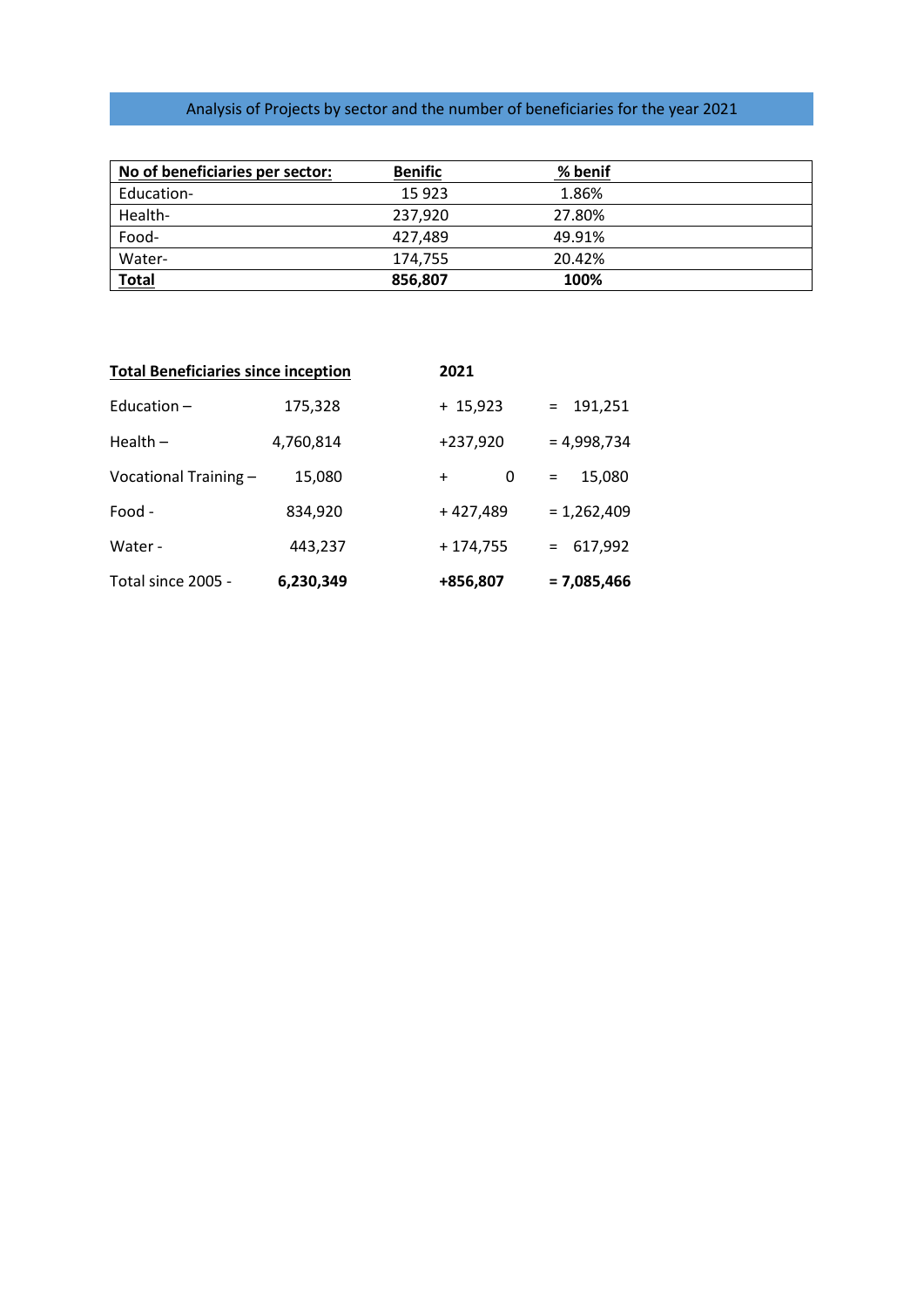## Analysis of Projects by sector and the number of beneficiaries for the year 2021

| **No of beneficiaries per sector:** | **Benific** | **% benif** |
|---|---|---|
| Education- | 15 923 | 1.86% |
| Health- | 237,920 | 27.80% |
| Food- | 427,489 | 49.91% |
| Water- | 174,755 | 20.42% |
| **Total** | **856,807** | **100%** |

| **Total Beneficiaries since inception** | | **2021** | |
|---|---|---|---|
| Education – | 175,328 | + 15,923 | = 191,251 |
| Health – | 4,760,814 | +237,920 | = 4,998,734 |
| Vocational Training – | 15,080 | + 0 | = 15,080 |
| Food - | 834,920 | + 427,489 | = 1,262,409 |
| Water - | 443,237 | + 174,755 | = 617,992 |
| Total since 2005 - | **6,230,349** | **+856,807** | **= 7,085,466** |